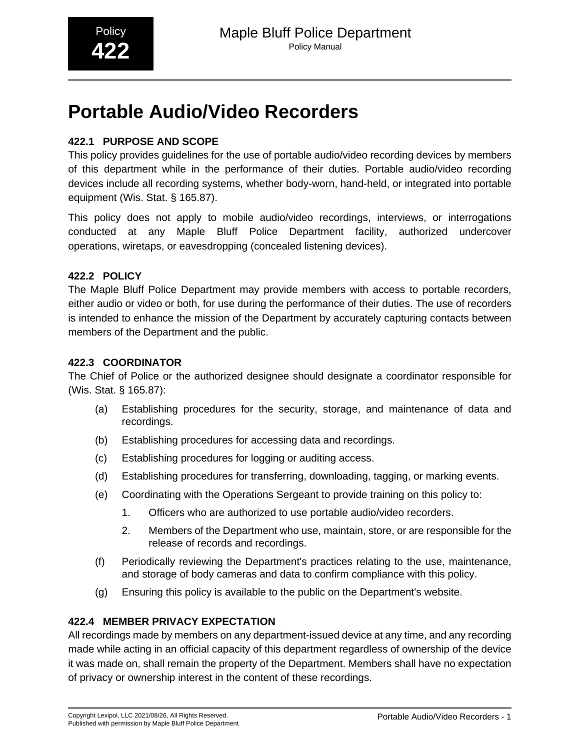# Portable Audio/Video Recorders

## 422.1 PURPOSE AND SCOPE

This policy provides guidelines for the use of portable audio/video recording devices by members of this department while in the performance of their duties. Portable audio/video recording devices include all recording systems, whether body-worn, hand-held, or integrated into portable equipment (Wis. Stat. § 165.87).

This policy does not apply to mobile audio/video recordings, interviews, or interrogations conducted at any Maple Bluff Police Department facility, authorized undercover operations, wiretaps, or eavesdropping (concealed listening devices).

## 422.2 POLICY

The Maple Bluff Police Department may provide members with access to portable recorders, either audio or video or both, for use during the performance of their duties. The use of recorders is intended to enhance the mission of the Department by accurately capturing contacts between members of the Department and the public.

## 422.3 COORDINATOR

The Chief of Police or the authorized designee should designate a coordinator responsible for (Wis. Stat. § 165.87):

(a) Establishing procedures for the security, storage, and maintenance of data and recordings.

(b) Establishing procedures for accessing data and recordings.

(c) Establishing procedures for logging or auditing access.

(d) Establishing procedures for transferring, downloading, tagging, or marking events.

(e) Coordinating with the Operations Sergeant to provide training on this policy to:

1. Officers who are authorized to use portable audio/video recorders.
2. Members of the Department who use, maintain, store, or are responsible for the release of records and recordings.

(f) Periodically reviewing the Department's practices relating to the use, maintenance, and storage of body cameras and data to confirm compliance with this policy.

(g) Ensuring this policy is available to the public on the Department's website.

## 422.4 MEMBER PRIVACY EXPECTATION

All recordings made by members on any department-issued device at any time, and any recording made while acting in an official capacity of this department regardless of ownership of the device it was made on, shall remain the property of the Department. Members shall have no expectation of privacy or ownership interest in the content of these recordings.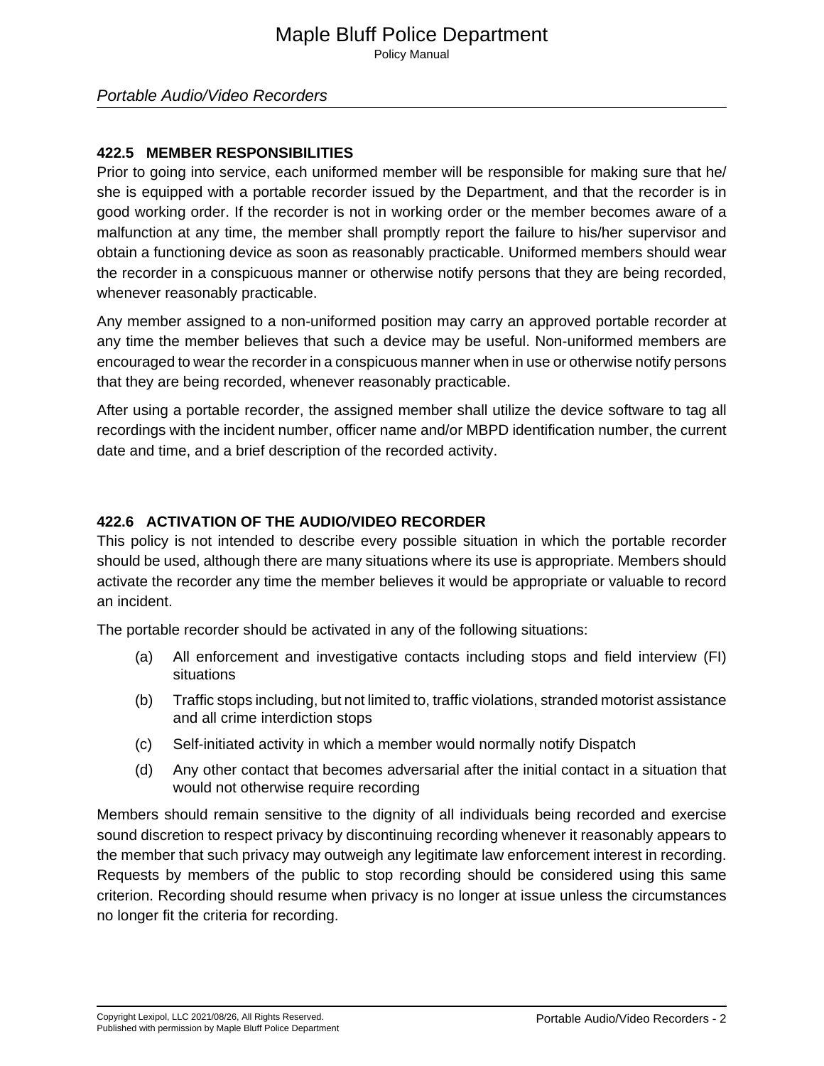### 422.5 MEMBER RESPONSIBILITIES

Prior to going into service, each uniformed member will be responsible for making sure that he/she is equipped with a portable recorder issued by the Department, and that the recorder is in good working order. If the recorder is not in working order or the member becomes aware of a malfunction at any time, the member shall promptly report the failure to his/her supervisor and obtain a functioning device as soon as reasonably practicable. Uniformed members should wear the recorder in a conspicuous manner or otherwise notify persons that they are being recorded, whenever reasonably practicable.

Any member assigned to a non-uniformed position may carry an approved portable recorder at any time the member believes that such a device may be useful. Non-uniformed members are encouraged to wear the recorder in a conspicuous manner when in use or otherwise notify persons that they are being recorded, whenever reasonably practicable.

After using a portable recorder, the assigned member shall utilize the device software to tag all recordings with the incident number, officer name and/or MBPD identification number, the current date and time, and a brief description of the recorded activity.

### 422.6 ACTIVATION OF THE AUDIO/VIDEO RECORDER

This policy is not intended to describe every possible situation in which the portable recorder should be used, although there are many situations where its use is appropriate. Members should activate the recorder any time the member believes it would be appropriate or valuable to record an incident.

The portable recorder should be activated in any of the following situations:

(a) All enforcement and investigative contacts including stops and field interview (FI) situations

(b) Traffic stops including, but not limited to, traffic violations, stranded motorist assistance and all crime interdiction stops

(c) Self-initiated activity in which a member would normally notify Dispatch

(d) Any other contact that becomes adversarial after the initial contact in a situation that would not otherwise require recording

Members should remain sensitive to the dignity of all individuals being recorded and exercise sound discretion to respect privacy by discontinuing recording whenever it reasonably appears to the member that such privacy may outweigh any legitimate law enforcement interest in recording. Requests by members of the public to stop recording should be considered using this same criterion. Recording should resume when privacy is no longer at issue unless the circumstances no longer fit the criteria for recording.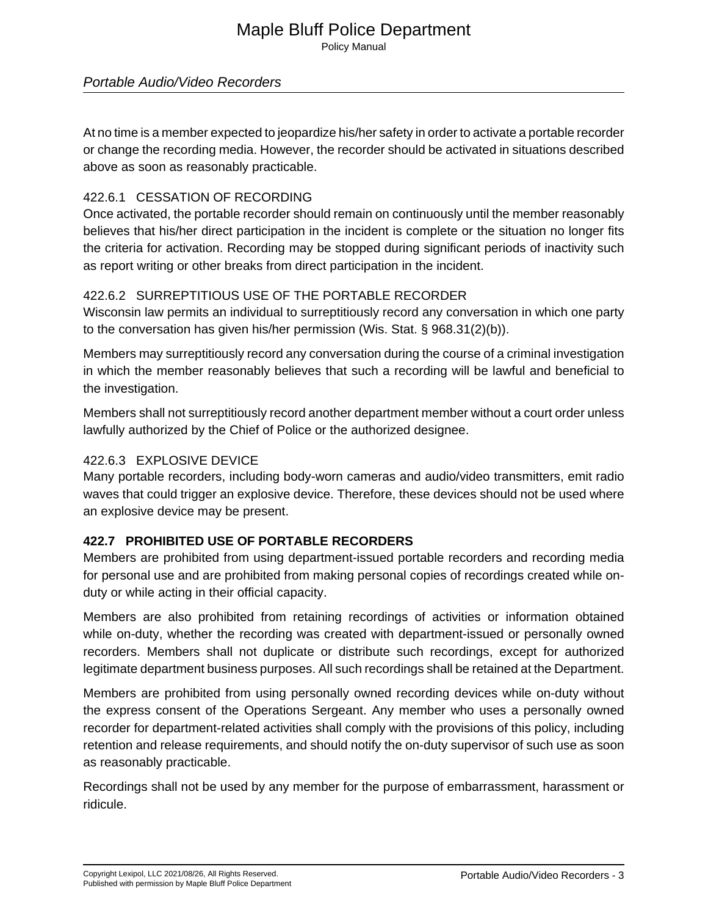At no time is a member expected to jeopardize his/her safety in order to activate a portable recorder or change the recording media. However, the recorder should be activated in situations described above as soon as reasonably practicable.

### 422.6.1 CESSATION OF RECORDING

Once activated, the portable recorder should remain on continuously until the member reasonably believes that his/her direct participation in the incident is complete or the situation no longer fits the criteria for activation. Recording may be stopped during significant periods of inactivity such as report writing or other breaks from direct participation in the incident.

### 422.6.2 SURREPTITIOUS USE OF THE PORTABLE RECORDER

Wisconsin law permits an individual to surreptitiously record any conversation in which one party to the conversation has given his/her permission (Wis. Stat. § 968.31(2)(b)).

Members may surreptitiously record any conversation during the course of a criminal investigation in which the member reasonably believes that such a recording will be lawful and beneficial to the investigation.

Members shall not surreptitiously record another department member without a court order unless lawfully authorized by the Chief of Police or the authorized designee.

### 422.6.3 EXPLOSIVE DEVICE

Many portable recorders, including body-worn cameras and audio/video transmitters, emit radio waves that could trigger an explosive device. Therefore, these devices should not be used where an explosive device may be present.

## 422.7 PROHIBITED USE OF PORTABLE RECORDERS

Members are prohibited from using department-issued portable recorders and recording media for personal use and are prohibited from making personal copies of recordings created while on-duty or while acting in their official capacity.

Members are also prohibited from retaining recordings of activities or information obtained while on-duty, whether the recording was created with department-issued or personally owned recorders. Members shall not duplicate or distribute such recordings, except for authorized legitimate department business purposes. All such recordings shall be retained at the Department.

Members are prohibited from using personally owned recording devices while on-duty without the express consent of the Operations Sergeant. Any member who uses a personally owned recorder for department-related activities shall comply with the provisions of this policy, including retention and release requirements, and should notify the on-duty supervisor of such use as soon as reasonably practicable.

Recordings shall not be used by any member for the purpose of embarrassment, harassment or ridicule.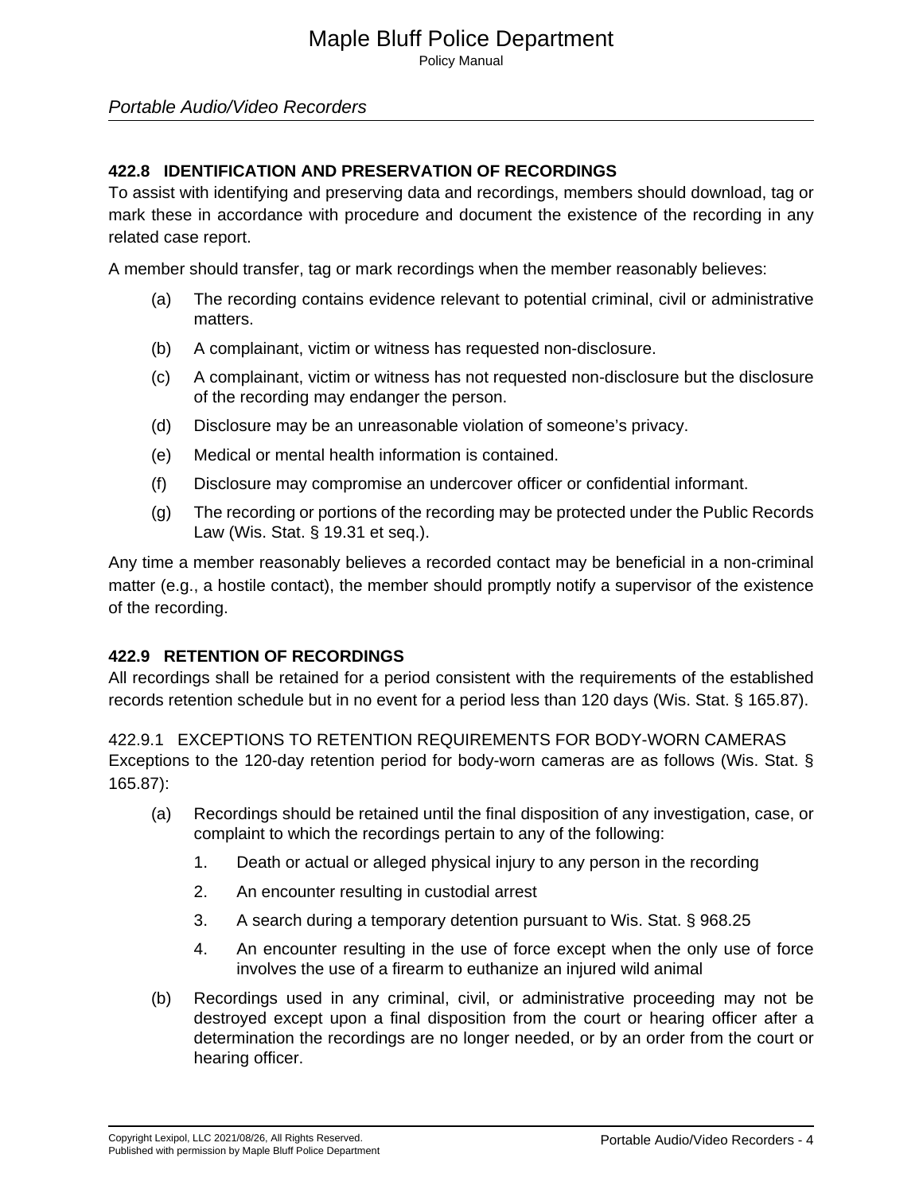## 422.8 IDENTIFICATION AND PRESERVATION OF RECORDINGS

To assist with identifying and preserving data and recordings, members should download, tag or mark these in accordance with procedure and document the existence of the recording in any related case report.

A member should transfer, tag or mark recordings when the member reasonably believes:

(a) The recording contains evidence relevant to potential criminal, civil or administrative matters.

(b) A complainant, victim or witness has requested non-disclosure.

(c) A complainant, victim or witness has not requested non-disclosure but the disclosure of the recording may endanger the person.

(d) Disclosure may be an unreasonable violation of someone’s privacy.

(e) Medical or mental health information is contained.

(f) Disclosure may compromise an undercover officer or confidential informant.

(g) The recording or portions of the recording may be protected under the Public Records Law (Wis. Stat. § 19.31 et seq.).

Any time a member reasonably believes a recorded contact may be beneficial in a non-criminal matter (e.g., a hostile contact), the member should promptly notify a supervisor of the existence of the recording.

## 422.9 RETENTION OF RECORDINGS

All recordings shall be retained for a period consistent with the requirements of the established records retention schedule but in no event for a period less than 120 days (Wis. Stat. § 165.87).

### 422.9.1 EXCEPTIONS TO RETENTION REQUIREMENTS FOR BODY-WORN CAMERAS

Exceptions to the 120-day retention period for body-worn cameras are as follows (Wis. Stat. § 165.87):

(a) Recordings should be retained until the final disposition of any investigation, case, or complaint to which the recordings pertain to any of the following:

1. Death or actual or alleged physical injury to any person in the recording
2. An encounter resulting in custodial arrest
3. A search during a temporary detention pursuant to Wis. Stat. § 968.25
4. An encounter resulting in the use of force except when the only use of force involves the use of a firearm to euthanize an injured wild animal

(b) Recordings used in any criminal, civil, or administrative proceeding may not be destroyed except upon a final disposition from the court or hearing officer after a determination the recordings are no longer needed, or by an order from the court or hearing officer.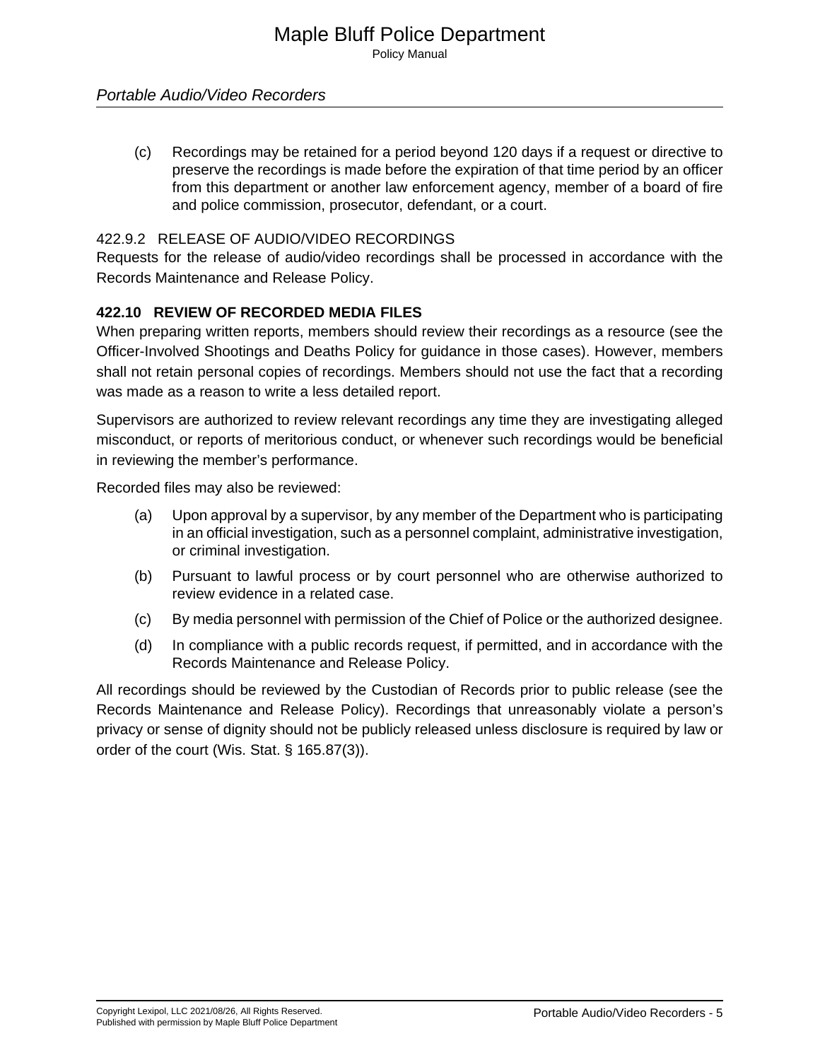(c) Recordings may be retained for a period beyond 120 days if a request or directive to preserve the recordings is made before the expiration of that time period by an officer from this department or another law enforcement agency, member of a board of fire and police commission, prosecutor, defendant, or a court.

#### 422.9.2 RELEASE OF AUDIO/VIDEO RECORDINGS

Requests for the release of audio/video recordings shall be processed in accordance with the Records Maintenance and Release Policy.

### 422.10 REVIEW OF RECORDED MEDIA FILES

When preparing written reports, members should review their recordings as a resource (see the Officer-Involved Shootings and Deaths Policy for guidance in those cases). However, members shall not retain personal copies of recordings. Members should not use the fact that a recording was made as a reason to write a less detailed report.

Supervisors are authorized to review relevant recordings any time they are investigating alleged misconduct, or reports of meritorious conduct, or whenever such recordings would be beneficial in reviewing the member's performance.

Recorded files may also be reviewed:

(a) Upon approval by a supervisor, by any member of the Department who is participating in an official investigation, such as a personnel complaint, administrative investigation, or criminal investigation.

(b) Pursuant to lawful process or by court personnel who are otherwise authorized to review evidence in a related case.

(c) By media personnel with permission of the Chief of Police or the authorized designee.

(d) In compliance with a public records request, if permitted, and in accordance with the Records Maintenance and Release Policy.

All recordings should be reviewed by the Custodian of Records prior to public release (see the Records Maintenance and Release Policy). Recordings that unreasonably violate a person's privacy or sense of dignity should not be publicly released unless disclosure is required by law or order of the court (Wis. Stat. § 165.87(3)).